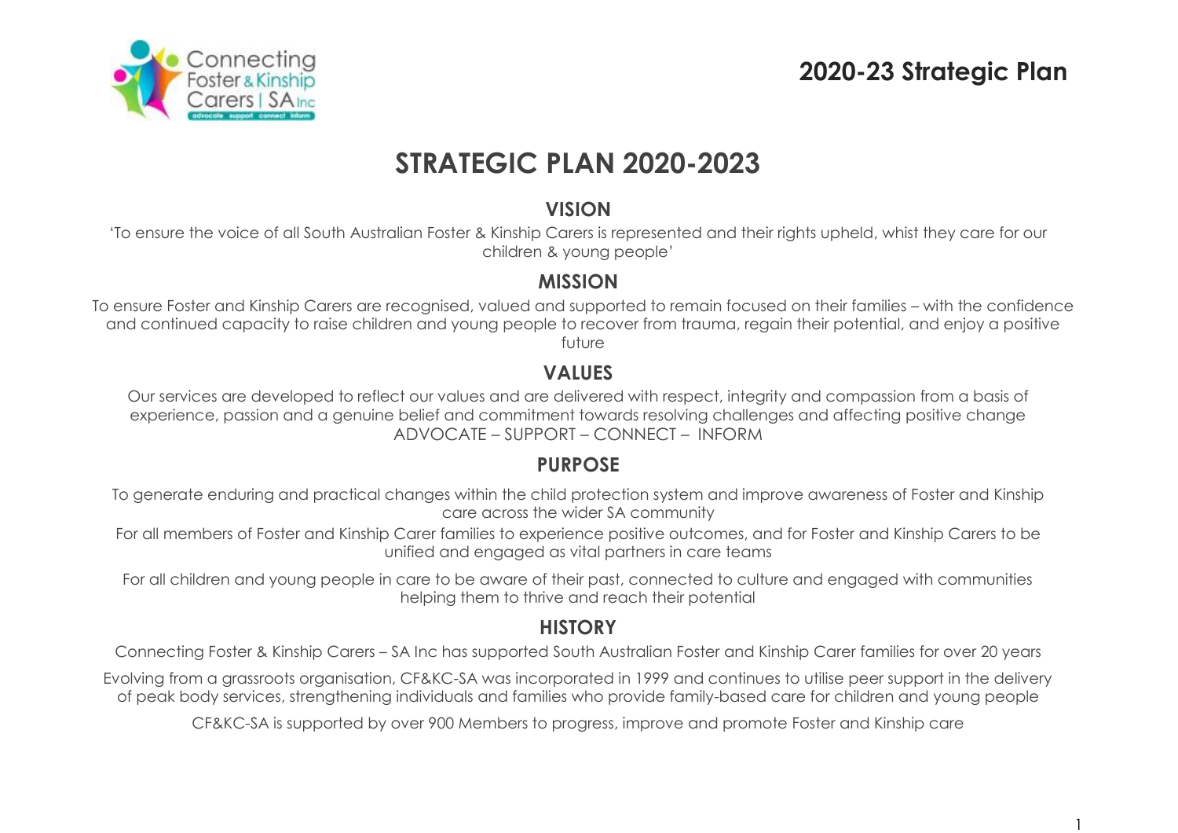# 2020-23 Strategic Plan

# STRATEGIC PLAN 2020-2023

## VISION

'To ensure the voice of all South Australian Foster & Kinship Carers is represented and their rights upheld, whist they care for our children & young people'

## MISSION

To ensure Foster and Kinship Carers are recognised, valued and supported to remain focused on their families – with the confidence and continued capacity to raise children and young people to recover from trauma, regain their potential, and enjoy a positive future

## VALUES

Our services are developed to reflect our values and are delivered with respect, integrity and compassion from a basis of experience, passion and a genuine belief and commitment towards resolving challenges and affecting positive change

ADVOCATE – SUPPORT – CONNECT – INFORM

## PURPOSE

To generate enduring and practical changes within the child protection system and improve awareness of Foster and Kinship care across the wider SA community

For all members of Foster and Kinship Carer families to experience positive outcomes, and for Foster and Kinship Carers to be unified and engaged as vital partners in care teams

For all children and young people in care to be aware of their past, connected to culture and engaged with communities helping them to thrive and reach their potential

## HISTORY

Connecting Foster & Kinship Carers – SA Inc has supported South Australian Foster and Kinship Carer families for over 20 years

Evolving from a grassroots organisation, CF&KC-SA was incorporated in 1999 and continues to utilise peer support in the delivery of peak body services, strengthening individuals and families who provide family-based care for children and young people

CF&KC-SA is supported by over 900 Members to progress, improve and promote Foster and Kinship care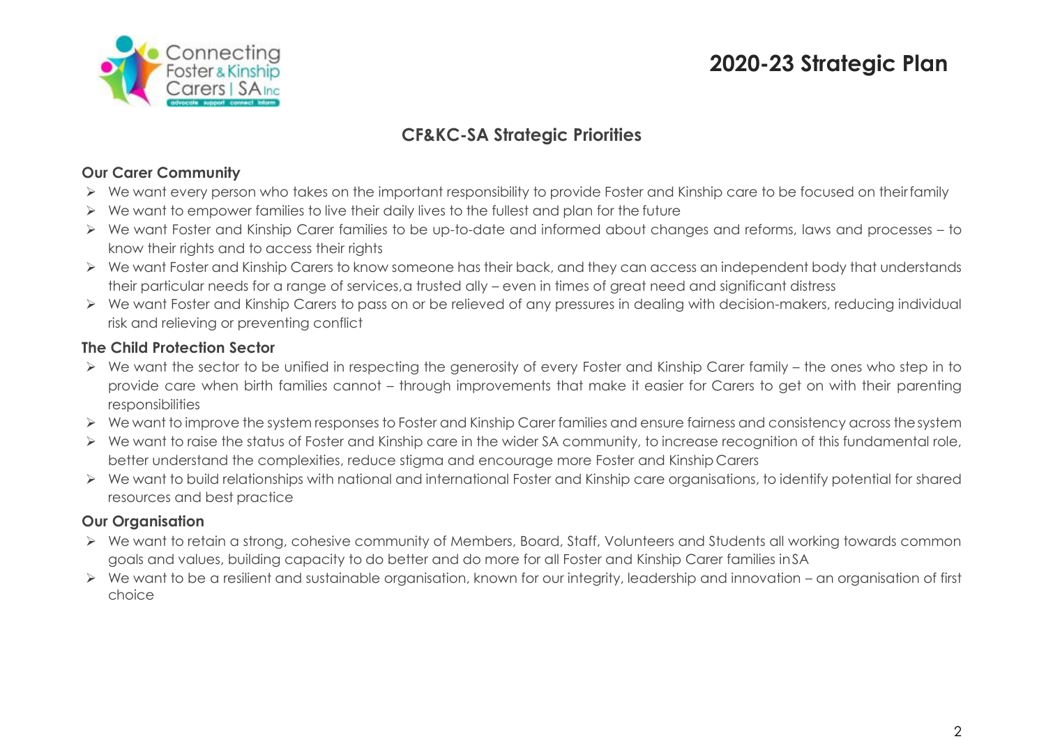# 2020-23 Strategic Plan

## CF&KC-SA Strategic Priorities

### Our Carer Community

- We want every person who takes on the important responsibility to provide Foster and Kinship care to be focused on their family
- We want to empower families to live their daily lives to the fullest and plan for the future
- We want Foster and Kinship Carer families to be up-to-date and informed about changes and reforms, laws and processes – to know their rights and to access their rights
- We want Foster and Kinship Carers to know someone has their back, and they can access an independent body that understands their particular needs for a range of services, a trusted ally – even in times of great need and significant distress
- We want Foster and Kinship Carers to pass on or be relieved of any pressures in dealing with decision-makers, reducing individual risk and relieving or preventing conflict

### The Child Protection Sector

- We want the sector to be unified in respecting the generosity of every Foster and Kinship Carer family – the ones who step in to provide care when birth families cannot – through improvements that make it easier for Carers to get on with their parenting responsibilities
- We want to improve the system responses to Foster and Kinship Carer families and ensure fairness and consistency across the system
- We want to raise the status of Foster and Kinship care in the wider SA community, to increase recognition of this fundamental role, better understand the complexities, reduce stigma and encourage more Foster and Kinship Carers
- We want to build relationships with national and international Foster and Kinship care organisations, to identify potential for shared resources and best practice

### Our Organisation

- We want to retain a strong, cohesive community of Members, Board, Staff, Volunteers and Students all working towards common goals and values, building capacity to do better and do more for all Foster and Kinship Carer families in SA
- We want to be a resilient and sustainable organisation, known for our integrity, leadership and innovation – an organisation of first choice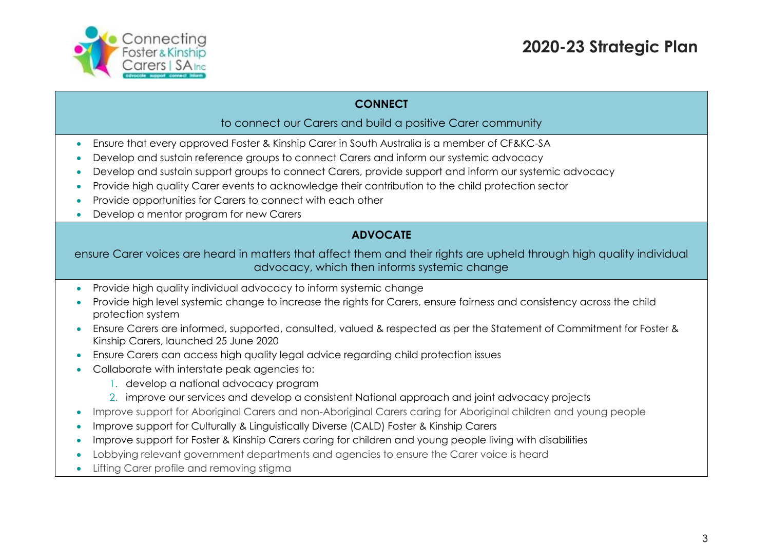# 2020-23 Strategic Plan

## CONNECT

to connect our Carers and build a positive Carer community

- Ensure that every approved Foster & Kinship Carer in South Australia is a member of CF&KC-SA
- Develop and sustain reference groups to connect Carers and inform our systemic advocacy
- Develop and sustain support groups to connect Carers, provide support and inform our systemic advocacy
- Provide high quality Carer events to acknowledge their contribution to the child protection sector
- Provide opportunities for Carers to connect with each other
- Develop a mentor program for new Carers

## ADVOCATE

ensure Carer voices are heard in matters that affect them and their rights are upheld through high quality individual advocacy, which then informs systemic change

- Provide high quality individual advocacy to inform systemic change
- Provide high level systemic change to increase the rights for Carers, ensure fairness and consistency across the child protection system
- Ensure Carers are informed, supported, consulted, valued & respected as per the Statement of Commitment for Foster & Kinship Carers, launched 25 June 2020
- Ensure Carers can access high quality legal advice regarding child protection issues
- Collaborate with interstate peak agencies to:
  1. develop a national advocacy program
  2. improve our services and develop a consistent National approach and joint advocacy projects
- Improve support for Aboriginal Carers and non-Aboriginal Carers caring for Aboriginal children and young people
- Improve support for Culturally & Linguistically Diverse (CALD) Foster & Kinship Carers
- Improve support for Foster & Kinship Carers caring for children and young people living with disabilities
- Lobbying relevant government departments and agencies to ensure the Carer voice is heard
- Lifting Carer profile and removing stigma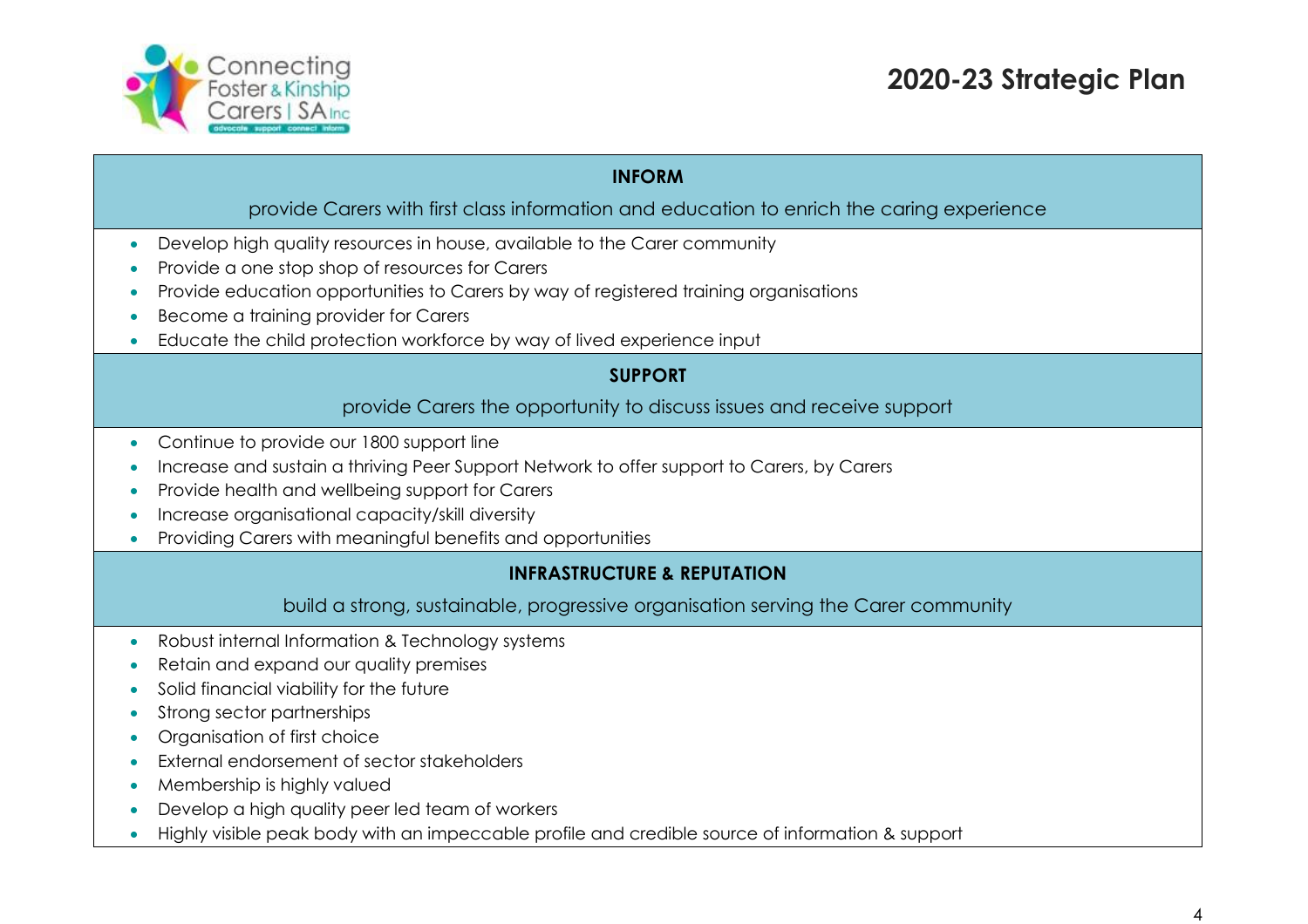# 2020-23 Strategic Plan

## INFORM

provide Carers with first class information and education to enrich the caring experience

- Develop high quality resources in house, available to the Carer community
- Provide a one stop shop of resources for Carers
- Provide education opportunities to Carers by way of registered training organisations
- Become a training provider for Carers
- Educate the child protection workforce by way of lived experience input

## SUPPORT

provide Carers the opportunity to discuss issues and receive support

- Continue to provide our 1800 support line
- Increase and sustain a thriving Peer Support Network to offer support to Carers, by Carers
- Provide health and wellbeing support for Carers
- Increase organisational capacity/skill diversity
- Providing Carers with meaningful benefits and opportunities

## INFRASTRUCTURE & REPUTATION

build a strong, sustainable, progressive organisation serving the Carer community

- Robust internal Information & Technology systems
- Retain and expand our quality premises
- Solid financial viability for the future
- Strong sector partnerships
- Organisation of first choice
- External endorsement of sector stakeholders
- Membership is highly valued
- Develop a high quality peer led team of workers
- Highly visible peak body with an impeccable profile and credible source of information & support